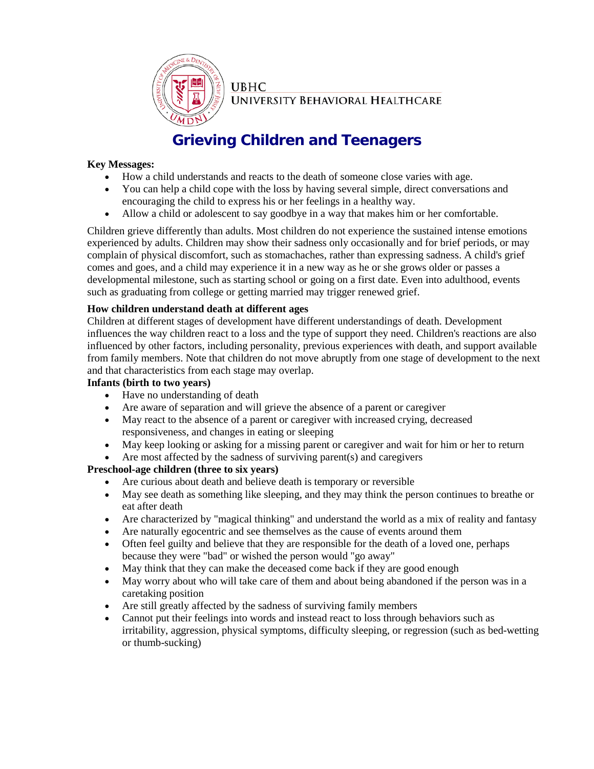UBHC
UNIVERSITY BEHAVIORAL HEALTHCARE

# Grieving Children and Teenagers

**Key Messages:**

- How a child understands and reacts to the death of someone close varies with age.
- You can help a child cope with the loss by having several simple, direct conversations and encouraging the child to express his or her feelings in a healthy way.
- Allow a child or adolescent to say goodbye in a way that makes him or her comfortable.

Children grieve differently than adults. Most children do not experience the sustained intense emotions experienced by adults. Children may show their sadness only occasionally and for brief periods, or may complain of physical discomfort, such as stomachaches, rather than expressing sadness. A child's grief comes and goes, and a child may experience it in a new way as he or she grows older or passes a developmental milestone, such as starting school or going on a first date. Even into adulthood, events such as graduating from college or getting married may trigger renewed grief.

**How children understand death at different ages**

Children at different stages of development have different understandings of death. Development influences the way children react to a loss and the type of support they need. Children's reactions are also influenced by other factors, including personality, previous experiences with death, and support available from family members. Note that children do not move abruptly from one stage of development to the next and that characteristics from each stage may overlap.

**Infants (birth to two years)**

- Have no understanding of death
- Are aware of separation and will grieve the absence of a parent or caregiver
- May react to the absence of a parent or caregiver with increased crying, decreased responsiveness, and changes in eating or sleeping
- May keep looking or asking for a missing parent or caregiver and wait for him or her to return
- Are most affected by the sadness of surviving parent(s) and caregivers

**Preschool-age children (three to six years)**

- Are curious about death and believe death is temporary or reversible
- May see death as something like sleeping, and they may think the person continues to breathe or eat after death
- Are characterized by "magical thinking" and understand the world as a mix of reality and fantasy
- Are naturally egocentric and see themselves as the cause of events around them
- Often feel guilty and believe that they are responsible for the death of a loved one, perhaps because they were "bad" or wished the person would "go away"
- May think that they can make the deceased come back if they are good enough
- May worry about who will take care of them and about being abandoned if the person was in a caretaking position
- Are still greatly affected by the sadness of surviving family members
- Cannot put their feelings into words and instead react to loss through behaviors such as irritability, aggression, physical symptoms, difficulty sleeping, or regression (such as bed-wetting or thumb-sucking)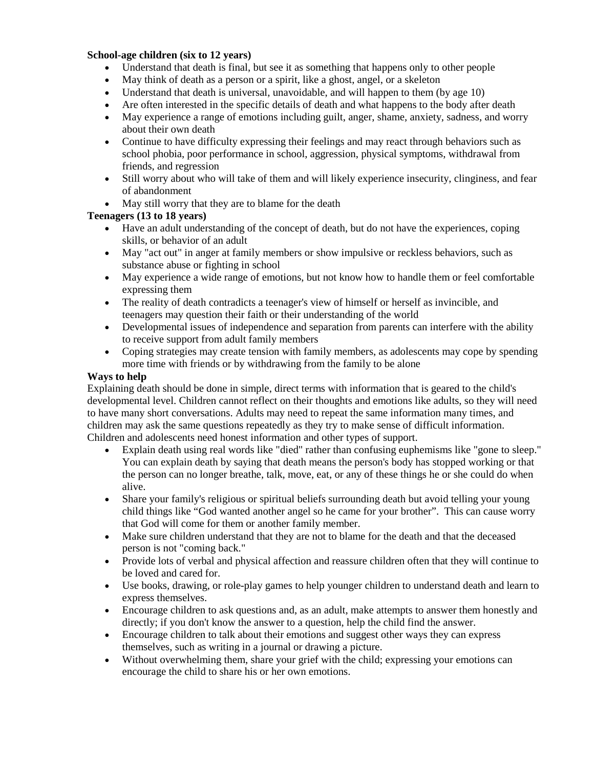**School-age children (six to 12 years)**

- Understand that death is final, but see it as something that happens only to other people
- May think of death as a person or a spirit, like a ghost, angel, or a skeleton
- Understand that death is universal, unavoidable, and will happen to them (by age 10)
- Are often interested in the specific details of death and what happens to the body after death
- May experience a range of emotions including guilt, anger, shame, anxiety, sadness, and worry about their own death
- Continue to have difficulty expressing their feelings and may react through behaviors such as school phobia, poor performance in school, aggression, physical symptoms, withdrawal from friends, and regression
- Still worry about who will take of them and will likely experience insecurity, clinginess, and fear of abandonment
- May still worry that they are to blame for the death

**Teenagers (13 to 18 years)**

- Have an adult understanding of the concept of death, but do not have the experiences, coping skills, or behavior of an adult
- May "act out" in anger at family members or show impulsive or reckless behaviors, such as substance abuse or fighting in school
- May experience a wide range of emotions, but not know how to handle them or feel comfortable expressing them
- The reality of death contradicts a teenager's view of himself or herself as invincible, and teenagers may question their faith or their understanding of the world
- Developmental issues of independence and separation from parents can interfere with the ability to receive support from adult family members
- Coping strategies may create tension with family members, as adolescents may cope by spending more time with friends or by withdrawing from the family to be alone

**Ways to help**

Explaining death should be done in simple, direct terms with information that is geared to the child's developmental level. Children cannot reflect on their thoughts and emotions like adults, so they will need to have many short conversations. Adults may need to repeat the same information many times, and children may ask the same questions repeatedly as they try to make sense of difficult information. Children and adolescents need honest information and other types of support.

- Explain death using real words like "died" rather than confusing euphemisms like "gone to sleep." You can explain death by saying that death means the person's body has stopped working or that the person can no longer breathe, talk, move, eat, or any of these things he or she could do when alive.
- Share your family's religious or spiritual beliefs surrounding death but avoid telling your young child things like "God wanted another angel so he came for your brother". This can cause worry that God will come for them or another family member.
- Make sure children understand that they are not to blame for the death and that the deceased person is not "coming back."
- Provide lots of verbal and physical affection and reassure children often that they will continue to be loved and cared for.
- Use books, drawing, or role-play games to help younger children to understand death and learn to express themselves.
- Encourage children to ask questions and, as an adult, make attempts to answer them honestly and directly; if you don't know the answer to a question, help the child find the answer.
- Encourage children to talk about their emotions and suggest other ways they can express themselves, such as writing in a journal or drawing a picture.
- Without overwhelming them, share your grief with the child; expressing your emotions can encourage the child to share his or her own emotions.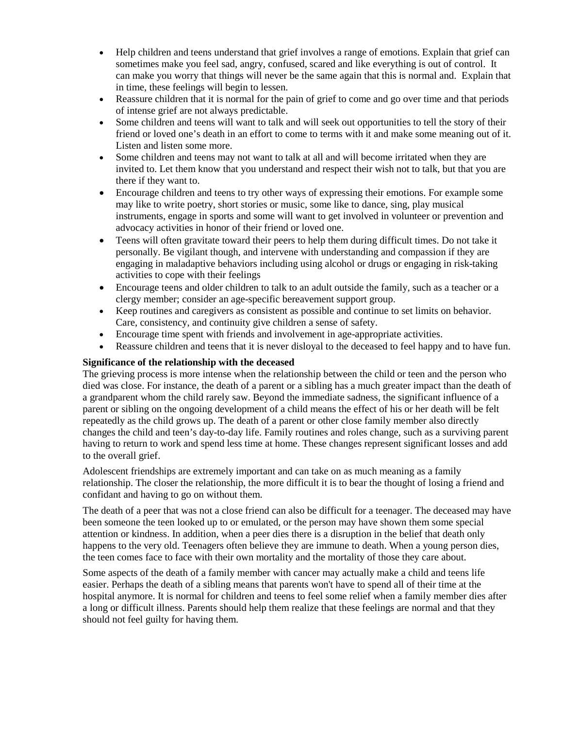- Help children and teens understand that grief involves a range of emotions. Explain that grief can sometimes make you feel sad, angry, confused, scared and like everything is out of control. It can make you worry that things will never be the same again that this is normal and. Explain that in time, these feelings will begin to lessen.
- Reassure children that it is normal for the pain of grief to come and go over time and that periods of intense grief are not always predictable.
- Some children and teens will want to talk and will seek out opportunities to tell the story of their friend or loved one's death in an effort to come to terms with it and make some meaning out of it. Listen and listen some more.
- Some children and teens may not want to talk at all and will become irritated when they are invited to. Let them know that you understand and respect their wish not to talk, but that you are there if they want to.
- Encourage children and teens to try other ways of expressing their emotions. For example some may like to write poetry, short stories or music, some like to dance, sing, play musical instruments, engage in sports and some will want to get involved in volunteer or prevention and advocacy activities in honor of their friend or loved one.
- Teens will often gravitate toward their peers to help them during difficult times. Do not take it personally. Be vigilant though, and intervene with understanding and compassion if they are engaging in maladaptive behaviors including using alcohol or drugs or engaging in risk-taking activities to cope with their feelings
- Encourage teens and older children to talk to an adult outside the family, such as a teacher or a clergy member; consider an age-specific bereavement support group.
- Keep routines and caregivers as consistent as possible and continue to set limits on behavior. Care, consistency, and continuity give children a sense of safety.
- Encourage time spent with friends and involvement in age-appropriate activities.
- Reassure children and teens that it is never disloyal to the deceased to feel happy and to have fun.

**Significance of the relationship with the deceased**

The grieving process is more intense when the relationship between the child or teen and the person who died was close. For instance, the death of a parent or a sibling has a much greater impact than the death of a grandparent whom the child rarely saw. Beyond the immediate sadness, the significant influence of a parent or sibling on the ongoing development of a child means the effect of his or her death will be felt repeatedly as the child grows up. The death of a parent or other close family member also directly changes the child and teen's day-to-day life. Family routines and roles change, such as a surviving parent having to return to work and spend less time at home. These changes represent significant losses and add to the overall grief.

Adolescent friendships are extremely important and can take on as much meaning as a family relationship. The closer the relationship, the more difficult it is to bear the thought of losing a friend and confidant and having to go on without them.

The death of a peer that was not a close friend can also be difficult for a teenager. The deceased may have been someone the teen looked up to or emulated, or the person may have shown them some special attention or kindness. In addition, when a peer dies there is a disruption in the belief that death only happens to the very old. Teenagers often believe they are immune to death. When a young person dies, the teen comes face to face with their own mortality and the mortality of those they care about.

Some aspects of the death of a family member with cancer may actually make a child and teens life easier. Perhaps the death of a sibling means that parents won't have to spend all of their time at the hospital anymore. It is normal for children and teens to feel some relief when a family member dies after a long or difficult illness. Parents should help them realize that these feelings are normal and that they should not feel guilty for having them.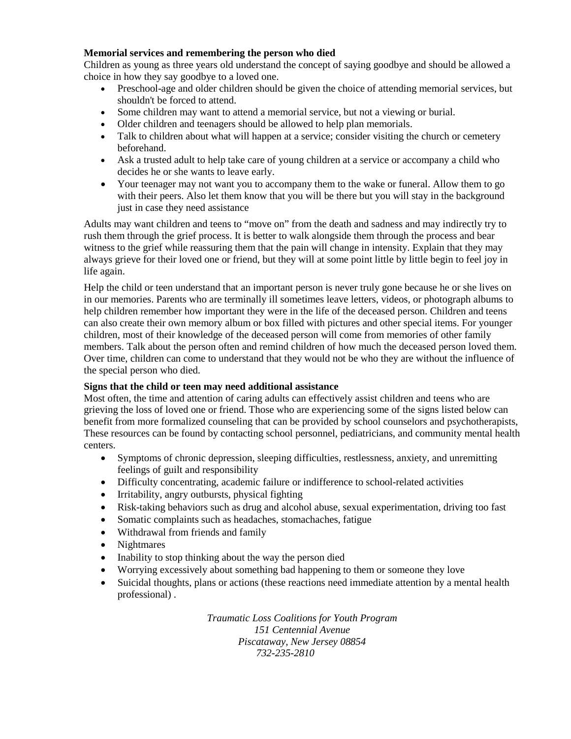**Memorial services and remembering the person who died**

Children as young as three years old understand the concept of saying goodbye and should be allowed a choice in how they say goodbye to a loved one.

- Preschool-age and older children should be given the choice of attending memorial services, but shouldn't be forced to attend.
- Some children may want to attend a memorial service, but not a viewing or burial.
- Older children and teenagers should be allowed to help plan memorials.
- Talk to children about what will happen at a service; consider visiting the church or cemetery beforehand.
- Ask a trusted adult to help take care of young children at a service or accompany a child who decides he or she wants to leave early.
- Your teenager may not want you to accompany them to the wake or funeral. Allow them to go with their peers. Also let them know that you will be there but you will stay in the background just in case they need assistance

Adults may want children and teens to "move on" from the death and sadness and may indirectly try to rush them through the grief process. It is better to walk alongside them through the process and bear witness to the grief while reassuring them that the pain will change in intensity. Explain that they may always grieve for their loved one or friend, but they will at some point little by little begin to feel joy in life again.

Help the child or teen understand that an important person is never truly gone because he or she lives on in our memories. Parents who are terminally ill sometimes leave letters, videos, or photograph albums to help children remember how important they were in the life of the deceased person. Children and teens can also create their own memory album or box filled with pictures and other special items. For younger children, most of their knowledge of the deceased person will come from memories of other family members. Talk about the person often and remind children of how much the deceased person loved them. Over time, children can come to understand that they would not be who they are without the influence of the special person who died.

**Signs that the child or teen may need additional assistance**

Most often, the time and attention of caring adults can effectively assist children and teens who are grieving the loss of loved one or friend. Those who are experiencing some of the signs listed below can benefit from more formalized counseling that can be provided by school counselors and psychotherapists, These resources can be found by contacting school personnel, pediatricians, and community mental health centers.

- Symptoms of chronic depression, sleeping difficulties, restlessness, anxiety, and unremitting feelings of guilt and responsibility
- Difficulty concentrating, academic failure or indifference to school-related activities
- Irritability, angry outbursts, physical fighting
- Risk-taking behaviors such as drug and alcohol abuse, sexual experimentation, driving too fast
- Somatic complaints such as headaches, stomachaches, fatigue
- Withdrawal from friends and family
- Nightmares
- Inability to stop thinking about the way the person died
- Worrying excessively about something bad happening to them or someone they love
- Suicidal thoughts, plans or actions (these reactions need immediate attention by a mental health professional) .

*Traumatic Loss Coalitions for Youth Program*
*151 Centennial Avenue*
*Piscataway, New Jersey 08854*
*732-235-2810*